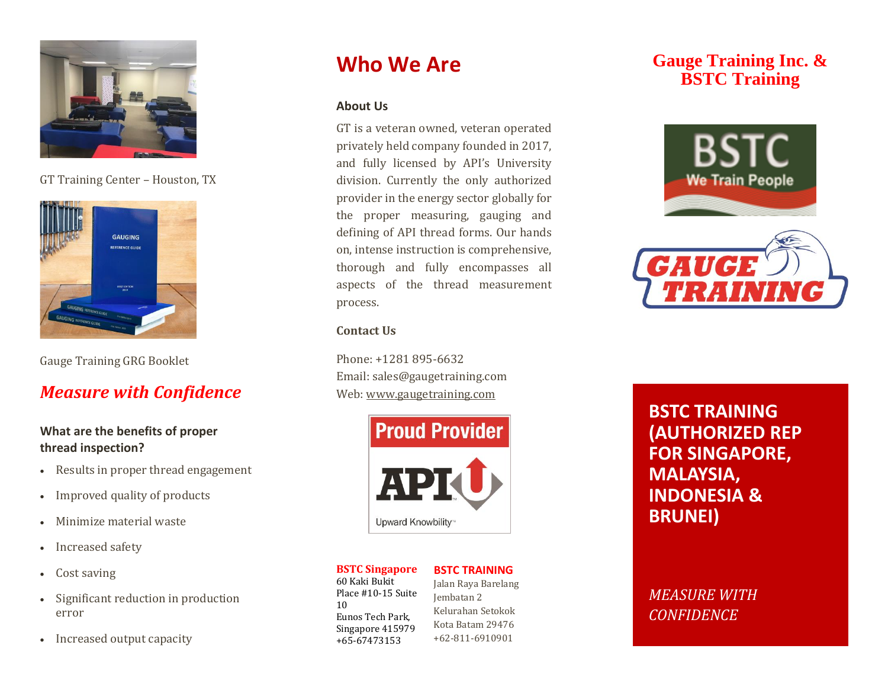GT Training Center – Houston, TX

Gauge Training GRG Booklet

## *Measure with Confidence*

### What are the benefits of proper thread inspection?

- Results in proper thread engagement
- Improved quality of products
- Minimize material waste
- Increased safety
- Cost saving
- Significant reduction in production error
- Increased output capacity

# Who We Are

### About Us

GT is a veteran owned, veteran operated privately held company founded in 2017, and fully licensed by API's University division. Currently the only authorized provider in the energy sector globally for the proper measuring, gauging and defining of API thread forms. Our hands on, intense instruction is comprehensive, thorough and fully encompasses all aspects of the thread measurement process.

### Contact Us

Phone: +1281 895-6632
Email: sales@gaugetraining.com
Web: www.gaugetraining.com

Proud Provider
API
Upward Knowbility™

**BSTC Singapore**
60 Kaki Bukit Place #10-15 Suite 10
Eunos Tech Park,
Singapore 415979
+65-67473153

**BSTC TRAINING**
Jalan Raya Barelang Jembatan 2
Kelurahan Setokok
Kota Batam 29476
+62-811-6910901

# Gauge Training Inc. & BSTC Training

BSTC
We Train People

GAUGE TRAINING

## BSTC TRAINING (AUTHORIZED REP FOR SINGAPORE, MALAYSIA, INDONESIA & BRUNEI)

*MEASURE WITH CONFIDENCE*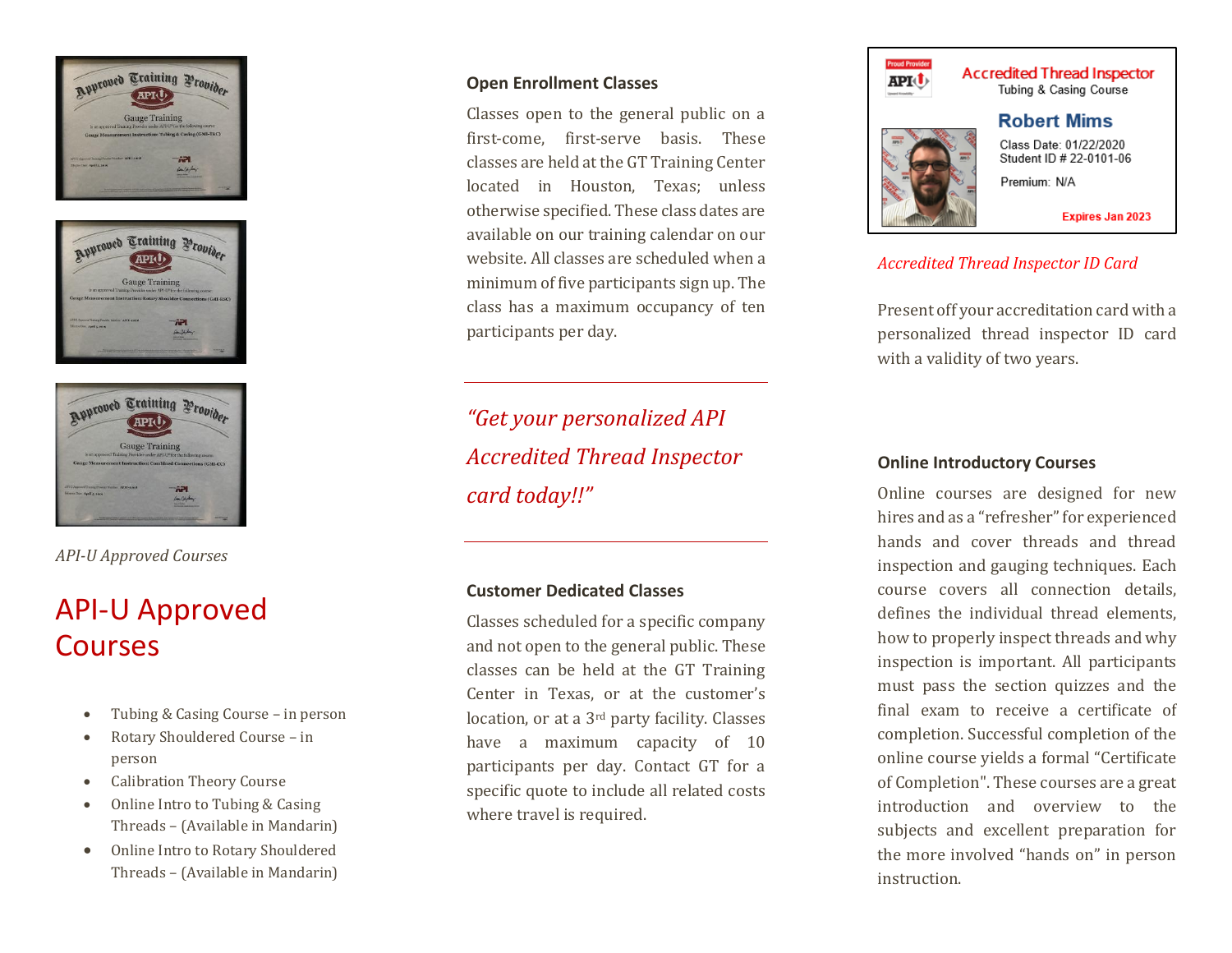*API-U Approved Courses*

# API-U Approved Courses

- Tubing & Casing Course – in person
- Rotary Shouldered Course – in person
- Calibration Theory Course
- Online Intro to Tubing & Casing Threads – (Available in Mandarin)
- Online Intro to Rotary Shouldered Threads – (Available in Mandarin)

### Open Enrollment Classes

Classes open to the general public on a first-come, first-serve basis. These classes are held at the GT Training Center located in Houston, Texas; unless otherwise specified. These class dates are available on our training calendar on our website. All classes are scheduled when a minimum of five participants sign up. The class has a maximum occupancy of ten participants per day.

---

*“Get your personalized API Accredited Thread Inspector card today!!”*

---

### Customer Dedicated Classes

Classes scheduled for a specific company and not open to the general public. These classes can be held at the GT Training Center in Texas, or at the customer’s location, or at a 3rd party facility. Classes have a maximum capacity of 10 participants per day. Contact GT for a specific quote to include all related costs where travel is required.

*Accredited Thread Inspector ID Card*

Present off your accreditation card with a personalized thread inspector ID card with a validity of two years.

### Online Introductory Courses

Online courses are designed for new hires and as a “refresher” for experienced hands and cover threads and thread inspection and gauging techniques. Each course covers all connection details, defines the individual thread elements, how to properly inspect threads and why inspection is important. All participants must pass the section quizzes and the final exam to receive a certificate of completion. Successful completion of the online course yields a formal “Certificate of Completion". These courses are a great introduction and overview to the subjects and excellent preparation for the more involved “hands on” in person instruction.